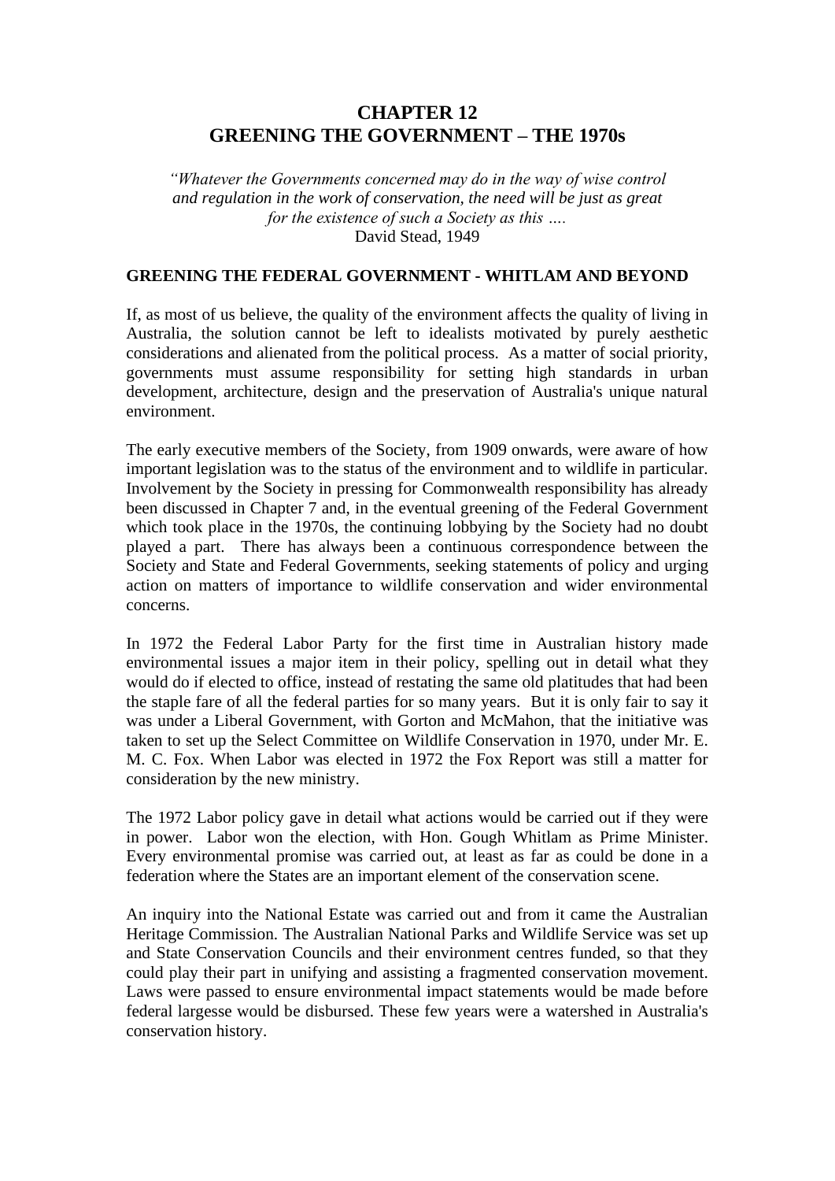# CHAPTER 12
# GREENING THE GOVERNMENT – THE 1970s

*"Whatever the Governments concerned may do in the way of wise control and regulation in the work of conservation, the need will be just as great for the existence of such a Society as this ….*
David Stead, 1949

## GREENING THE FEDERAL GOVERNMENT - WHITLAM AND BEYOND

If, as most of us believe, the quality of the environment affects the quality of living in Australia, the solution cannot be left to idealists motivated by purely aesthetic considerations and alienated from the political process. As a matter of social priority, governments must assume responsibility for setting high standards in urban development, architecture, design and the preservation of Australia's unique natural environment.

The early executive members of the Society, from 1909 onwards, were aware of how important legislation was to the status of the environment and to wildlife in particular. Involvement by the Society in pressing for Commonwealth responsibility has already been discussed in Chapter 7 and, in the eventual greening of the Federal Government which took place in the 1970s, the continuing lobbying by the Society had no doubt played a part. There has always been a continuous correspondence between the Society and State and Federal Governments, seeking statements of policy and urging action on matters of importance to wildlife conservation and wider environmental concerns.

In 1972 the Federal Labor Party for the first time in Australian history made environmental issues a major item in their policy, spelling out in detail what they would do if elected to office, instead of restating the same old platitudes that had been the staple fare of all the federal parties for so many years. But it is only fair to say it was under a Liberal Government, with Gorton and McMahon, that the initiative was taken to set up the Select Committee on Wildlife Conservation in 1970, under Mr. E. M. C. Fox. When Labor was elected in 1972 the Fox Report was still a matter for consideration by the new ministry.

The 1972 Labor policy gave in detail what actions would be carried out if they were in power. Labor won the election, with Hon. Gough Whitlam as Prime Minister. Every environmental promise was carried out, at least as far as could be done in a federation where the States are an important element of the conservation scene.

An inquiry into the National Estate was carried out and from it came the Australian Heritage Commission. The Australian National Parks and Wildlife Service was set up and State Conservation Councils and their environment centres funded, so that they could play their part in unifying and assisting a fragmented conservation movement. Laws were passed to ensure environmental impact statements would be made before federal largesse would be disbursed. These few years were a watershed in Australia's conservation history.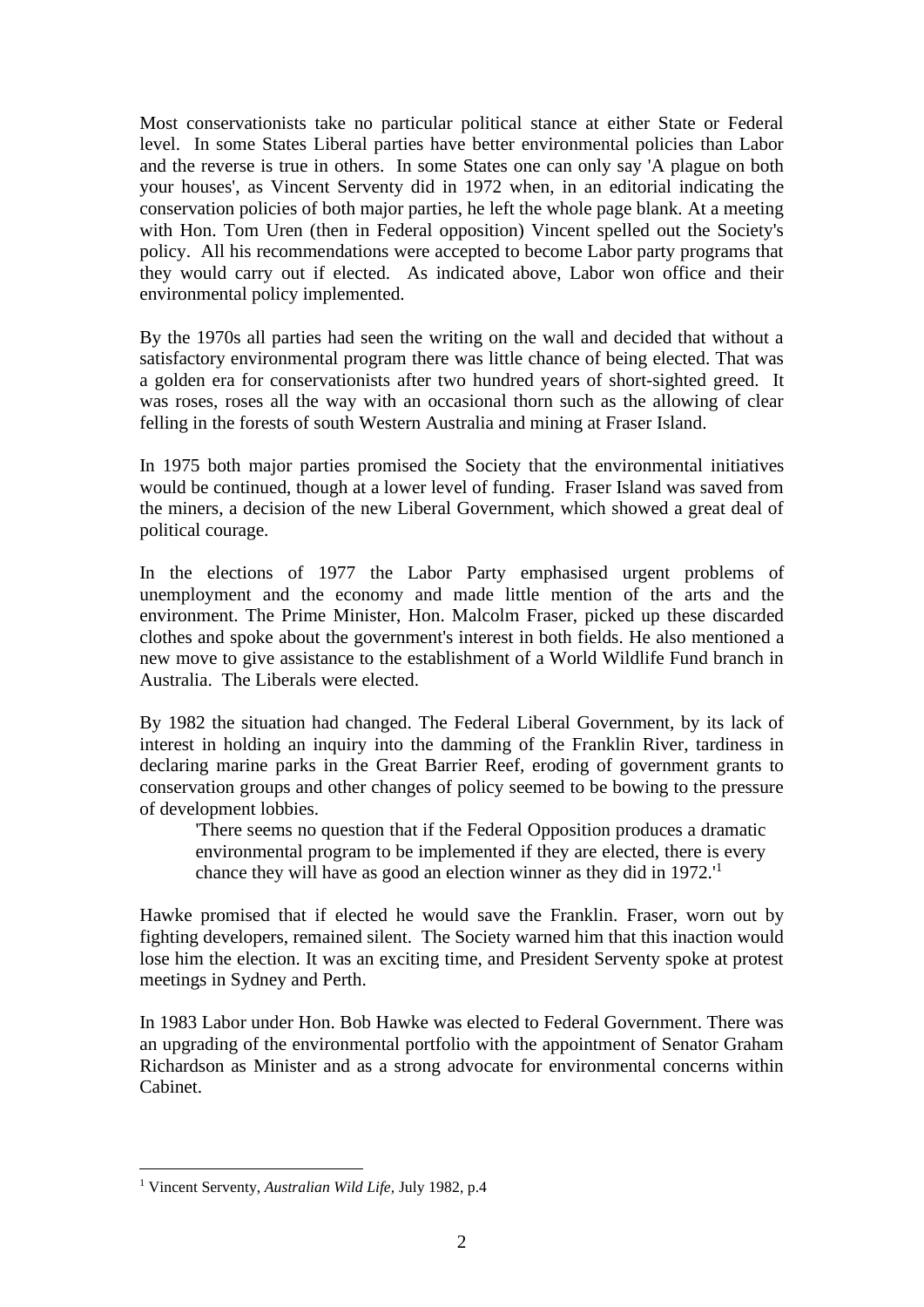Most conservationists take no particular political stance at either State or Federal level. In some States Liberal parties have better environmental policies than Labor and the reverse is true in others. In some States one can only say 'A plague on both your houses', as Vincent Serventy did in 1972 when, in an editorial indicating the conservation policies of both major parties, he left the whole page blank. At a meeting with Hon. Tom Uren (then in Federal opposition) Vincent spelled out the Society's policy. All his recommendations were accepted to become Labor party programs that they would carry out if elected. As indicated above, Labor won office and their environmental policy implemented.

By the 1970s all parties had seen the writing on the wall and decided that without a satisfactory environmental program there was little chance of being elected. That was a golden era for conservationists after two hundred years of short-sighted greed. It was roses, roses all the way with an occasional thorn such as the allowing of clear felling in the forests of south Western Australia and mining at Fraser Island.

In 1975 both major parties promised the Society that the environmental initiatives would be continued, though at a lower level of funding. Fraser Island was saved from the miners, a decision of the new Liberal Government, which showed a great deal of political courage.

In the elections of 1977 the Labor Party emphasised urgent problems of unemployment and the economy and made little mention of the arts and the environment. The Prime Minister, Hon. Malcolm Fraser, picked up these discarded clothes and spoke about the government's interest in both fields. He also mentioned a new move to give assistance to the establishment of a World Wildlife Fund branch in Australia. The Liberals were elected.

By 1982 the situation had changed. The Federal Liberal Government, by its lack of interest in holding an inquiry into the damming of the Franklin River, tardiness in declaring marine parks in the Great Barrier Reef, eroding of government grants to conservation groups and other changes of policy seemed to be bowing to the pressure of development lobbies.

> 'There seems no question that if the Federal Opposition produces a dramatic environmental program to be implemented if they are elected, there is every chance they will have as good an election winner as they did in 1972.'[1]

Hawke promised that if elected he would save the Franklin. Fraser, worn out by fighting developers, remained silent. The Society warned him that this inaction would lose him the election. It was an exciting time, and President Serventy spoke at protest meetings in Sydney and Perth.

In 1983 Labor under Hon. Bob Hawke was elected to Federal Government. There was an upgrading of the environmental portfolio with the appointment of Senator Graham Richardson as Minister and as a strong advocate for environmental concerns within Cabinet.

---

[1] Vincent Serventy, *Australian Wild Life*, July 1982, p.4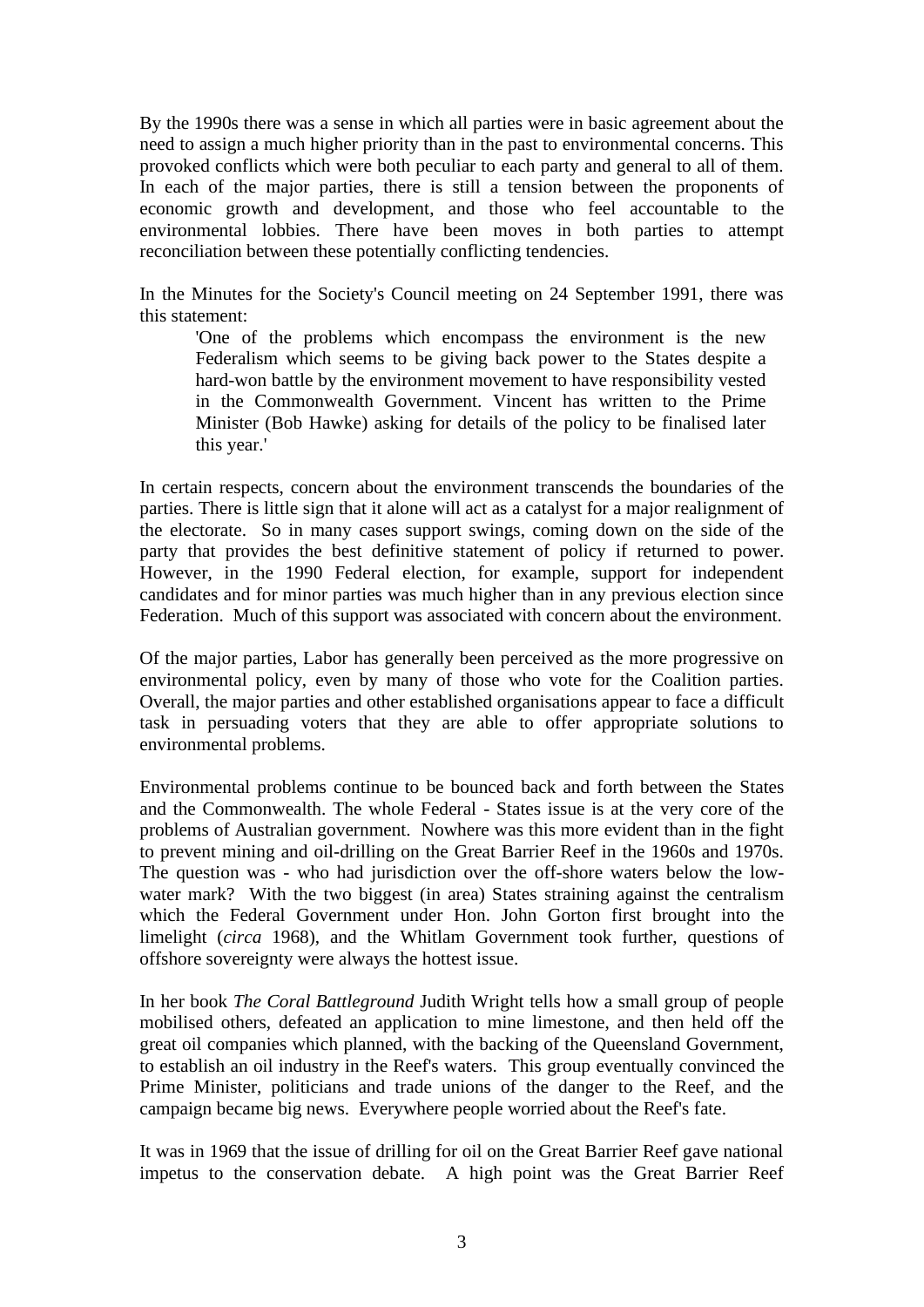By the 1990s there was a sense in which all parties were in basic agreement about the need to assign a much higher priority than in the past to environmental concerns. This provoked conflicts which were both peculiar to each party and general to all of them. In each of the major parties, there is still a tension between the proponents of economic growth and development, and those who feel accountable to the environmental lobbies. There have been moves in both parties to attempt reconciliation between these potentially conflicting tendencies.

In the Minutes for the Society's Council meeting on 24 September 1991, there was this statement:

> 'One of the problems which encompass the environment is the new Federalism which seems to be giving back power to the States despite a hard-won battle by the environment movement to have responsibility vested in the Commonwealth Government. Vincent has written to the Prime Minister (Bob Hawke) asking for details of the policy to be finalised later this year.'

In certain respects, concern about the environment transcends the boundaries of the parties. There is little sign that it alone will act as a catalyst for a major realignment of the electorate. So in many cases support swings, coming down on the side of the party that provides the best definitive statement of policy if returned to power. However, in the 1990 Federal election, for example, support for independent candidates and for minor parties was much higher than in any previous election since Federation. Much of this support was associated with concern about the environment.

Of the major parties, Labor has generally been perceived as the more progressive on environmental policy, even by many of those who vote for the Coalition parties. Overall, the major parties and other established organisations appear to face a difficult task in persuading voters that they are able to offer appropriate solutions to environmental problems.

Environmental problems continue to be bounced back and forth between the States and the Commonwealth. The whole Federal - States issue is at the very core of the problems of Australian government. Nowhere was this more evident than in the fight to prevent mining and oil-drilling on the Great Barrier Reef in the 1960s and 1970s. The question was - who had jurisdiction over the off-shore waters below the low-water mark? With the two biggest (in area) States straining against the centralism which the Federal Government under Hon. John Gorton first brought into the limelight (*circa* 1968), and the Whitlam Government took further, questions of offshore sovereignty were always the hottest issue.

In her book *The Coral Battleground* Judith Wright tells how a small group of people mobilised others, defeated an application to mine limestone, and then held off the great oil companies which planned, with the backing of the Queensland Government, to establish an oil industry in the Reef's waters. This group eventually convinced the Prime Minister, politicians and trade unions of the danger to the Reef, and the campaign became big news. Everywhere people worried about the Reef's fate.

It was in 1969 that the issue of drilling for oil on the Great Barrier Reef gave national impetus to the conservation debate. A high point was the Great Barrier Reef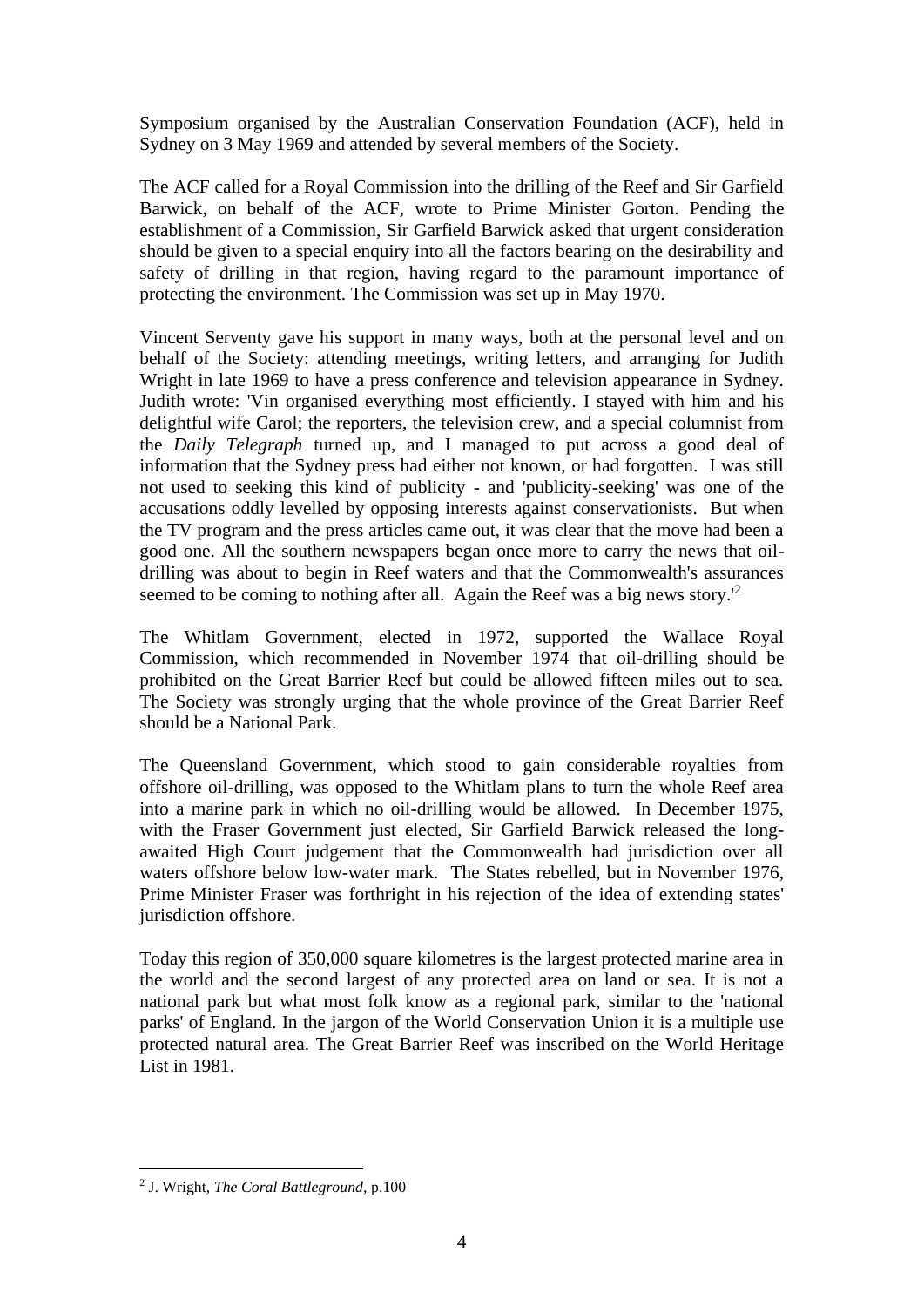Symposium organised by the Australian Conservation Foundation (ACF), held in Sydney on 3 May 1969 and attended by several members of the Society.

The ACF called for a Royal Commission into the drilling of the Reef and Sir Garfield Barwick, on behalf of the ACF, wrote to Prime Minister Gorton. Pending the establishment of a Commission, Sir Garfield Barwick asked that urgent consideration should be given to a special enquiry into all the factors bearing on the desirability and safety of drilling in that region, having regard to the paramount importance of protecting the environment. The Commission was set up in May 1970.

Vincent Serventy gave his support in many ways, both at the personal level and on behalf of the Society: attending meetings, writing letters, and arranging for Judith Wright in late 1969 to have a press conference and television appearance in Sydney. Judith wrote: 'Vin organised everything most efficiently. I stayed with him and his delightful wife Carol; the reporters, the television crew, and a special columnist from the *Daily Telegraph* turned up, and I managed to put across a good deal of information that the Sydney press had either not known, or had forgotten. I was still not used to seeking this kind of publicity - and 'publicity-seeking' was one of the accusations oddly levelled by opposing interests against conservationists. But when the TV program and the press articles came out, it was clear that the move had been a good one. All the southern newspapers began once more to carry the news that oil-drilling was about to begin in Reef waters and that the Commonwealth's assurances seemed to be coming to nothing after all. Again the Reef was a big news story.'[2]

The Whitlam Government, elected in 1972, supported the Wallace Royal Commission, which recommended in November 1974 that oil-drilling should be prohibited on the Great Barrier Reef but could be allowed fifteen miles out to sea. The Society was strongly urging that the whole province of the Great Barrier Reef should be a National Park.

The Queensland Government, which stood to gain considerable royalties from offshore oil-drilling, was opposed to the Whitlam plans to turn the whole Reef area into a marine park in which no oil-drilling would be allowed. In December 1975, with the Fraser Government just elected, Sir Garfield Barwick released the long-awaited High Court judgement that the Commonwealth had jurisdiction over all waters offshore below low-water mark. The States rebelled, but in November 1976, Prime Minister Fraser was forthright in his rejection of the idea of extending states' jurisdiction offshore.

Today this region of 350,000 square kilometres is the largest protected marine area in the world and the second largest of any protected area on land or sea. It is not a national park but what most folk know as a regional park, similar to the 'national parks' of England. In the jargon of the World Conservation Union it is a multiple use protected natural area. The Great Barrier Reef was inscribed on the World Heritage List in 1981.

---

[2] J. Wright, *The Coral Battleground*, p.100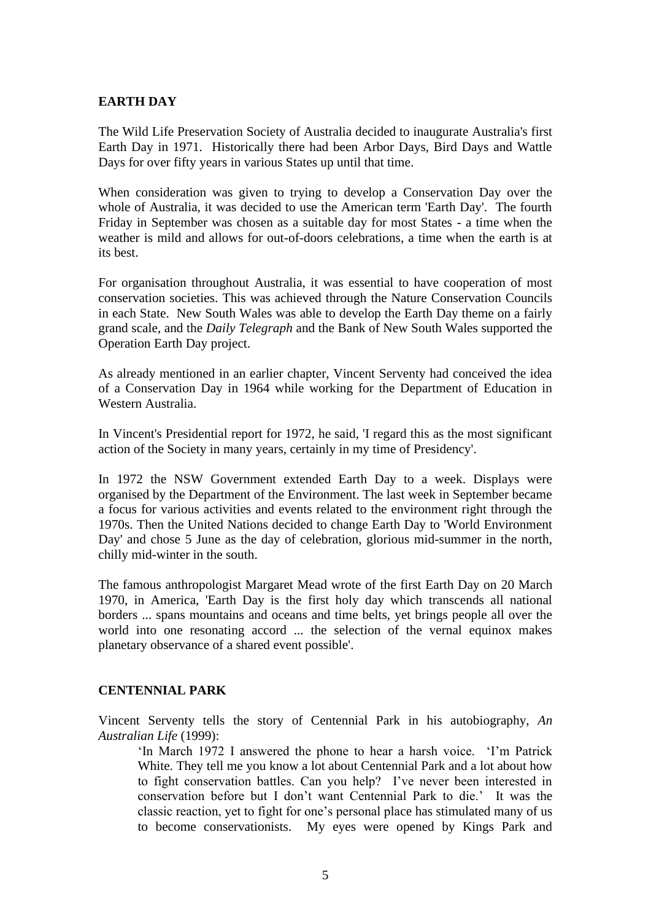## EARTH DAY

The Wild Life Preservation Society of Australia decided to inaugurate Australia's first Earth Day in 1971. Historically there had been Arbor Days, Bird Days and Wattle Days for over fifty years in various States up until that time.

When consideration was given to trying to develop a Conservation Day over the whole of Australia, it was decided to use the American term 'Earth Day'. The fourth Friday in September was chosen as a suitable day for most States - a time when the weather is mild and allows for out-of-doors celebrations, a time when the earth is at its best.

For organisation throughout Australia, it was essential to have cooperation of most conservation societies. This was achieved through the Nature Conservation Councils in each State. New South Wales was able to develop the Earth Day theme on a fairly grand scale, and the *Daily Telegraph* and the Bank of New South Wales supported the Operation Earth Day project.

As already mentioned in an earlier chapter, Vincent Serventy had conceived the idea of a Conservation Day in 1964 while working for the Department of Education in Western Australia.

In Vincent's Presidential report for 1972, he said, 'I regard this as the most significant action of the Society in many years, certainly in my time of Presidency'.

In 1972 the NSW Government extended Earth Day to a week. Displays were organised by the Department of the Environment. The last week in September became a focus for various activities and events related to the environment right through the 1970s. Then the United Nations decided to change Earth Day to 'World Environment Day' and chose 5 June as the day of celebration, glorious mid-summer in the north, chilly mid-winter in the south.

The famous anthropologist Margaret Mead wrote of the first Earth Day on 20 March 1970, in America, 'Earth Day is the first holy day which transcends all national borders ... spans mountains and oceans and time belts, yet brings people all over the world into one resonating accord ... the selection of the vernal equinox makes planetary observance of a shared event possible'.

## CENTENNIAL PARK

Vincent Serventy tells the story of Centennial Park in his autobiography, *An Australian Life* (1999):

> 'In March 1972 I answered the phone to hear a harsh voice. 'I'm Patrick White. They tell me you know a lot about Centennial Park and a lot about how to fight conservation battles. Can you help? I've never been interested in conservation before but I don't want Centennial Park to die.' It was the classic reaction, yet to fight for one's personal place has stimulated many of us to become conservationists. My eyes were opened by Kings Park and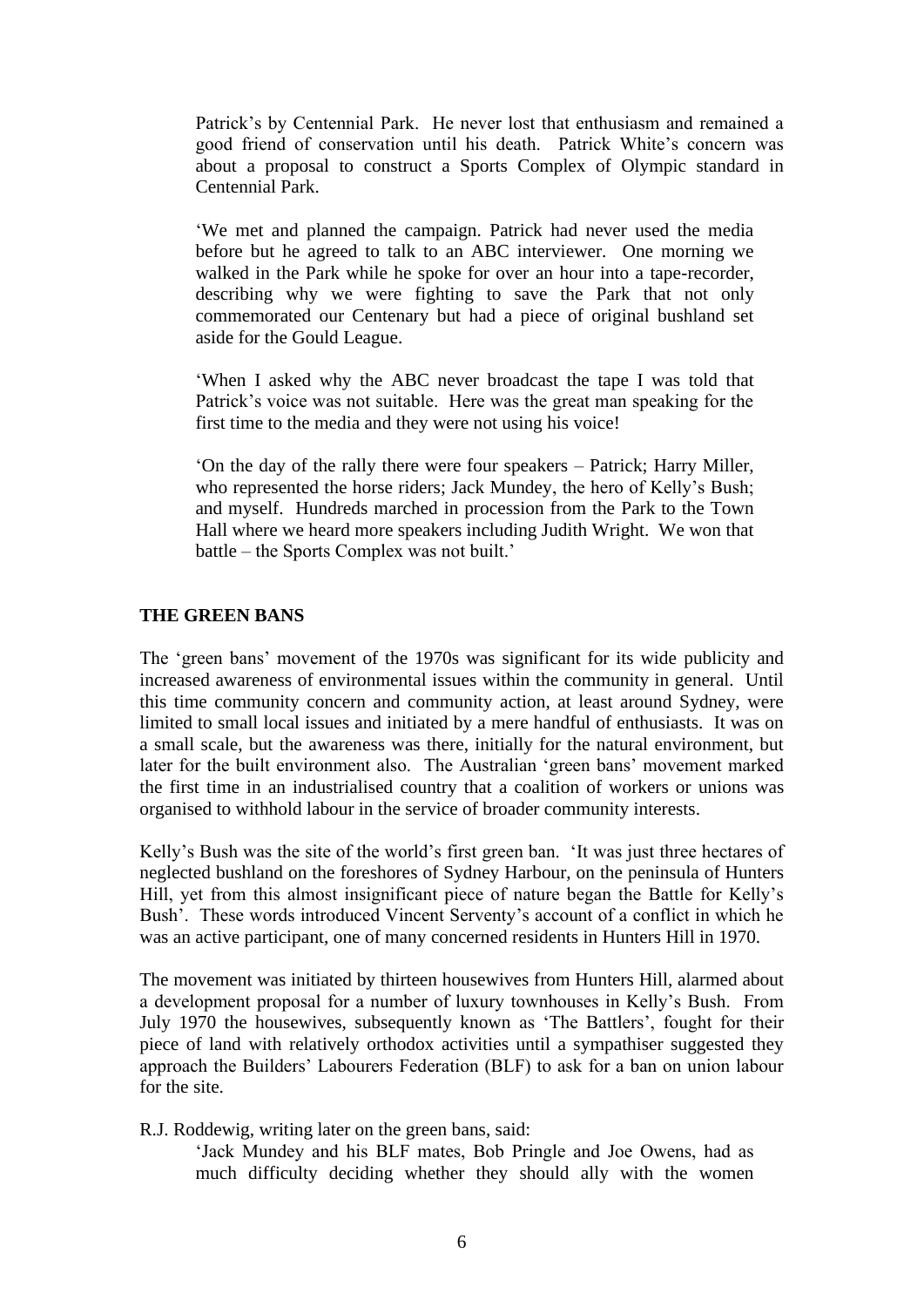Patrick's by Centennial Park. He never lost that enthusiasm and remained a good friend of conservation until his death. Patrick White's concern was about a proposal to construct a Sports Complex of Olympic standard in Centennial Park.

> 'We met and planned the campaign. Patrick had never used the media before but he agreed to talk to an ABC interviewer. One morning we walked in the Park while he spoke for over an hour into a tape-recorder, describing why we were fighting to save the Park that not only commemorated our Centenary but had a piece of original bushland set aside for the Gould League.
>
> 'When I asked why the ABC never broadcast the tape I was told that Patrick's voice was not suitable. Here was the great man speaking for the first time to the media and they were not using his voice!
>
> 'On the day of the rally there were four speakers – Patrick; Harry Miller, who represented the horse riders; Jack Mundey, the hero of Kelly's Bush; and myself. Hundreds marched in procession from the Park to the Town Hall where we heard more speakers including Judith Wright. We won that battle – the Sports Complex was not built.'

## THE GREEN BANS

The 'green bans' movement of the 1970s was significant for its wide publicity and increased awareness of environmental issues within the community in general. Until this time community concern and community action, at least around Sydney, were limited to small local issues and initiated by a mere handful of enthusiasts. It was on a small scale, but the awareness was there, initially for the natural environment, but later for the built environment also. The Australian 'green bans' movement marked the first time in an industrialised country that a coalition of workers or unions was organised to withhold labour in the service of broader community interests.

Kelly's Bush was the site of the world's first green ban. 'It was just three hectares of neglected bushland on the foreshores of Sydney Harbour, on the peninsula of Hunters Hill, yet from this almost insignificant piece of nature began the Battle for Kelly's Bush'. These words introduced Vincent Serventy's account of a conflict in which he was an active participant, one of many concerned residents in Hunters Hill in 1970.

The movement was initiated by thirteen housewives from Hunters Hill, alarmed about a development proposal for a number of luxury townhouses in Kelly's Bush. From July 1970 the housewives, subsequently known as 'The Battlers', fought for their piece of land with relatively orthodox activities until a sympathiser suggested they approach the Builders' Labourers Federation (BLF) to ask for a ban on union labour for the site.

R.J. Roddewig, writing later on the green bans, said:

> 'Jack Mundey and his BLF mates, Bob Pringle and Joe Owens, had as much difficulty deciding whether they should ally with the women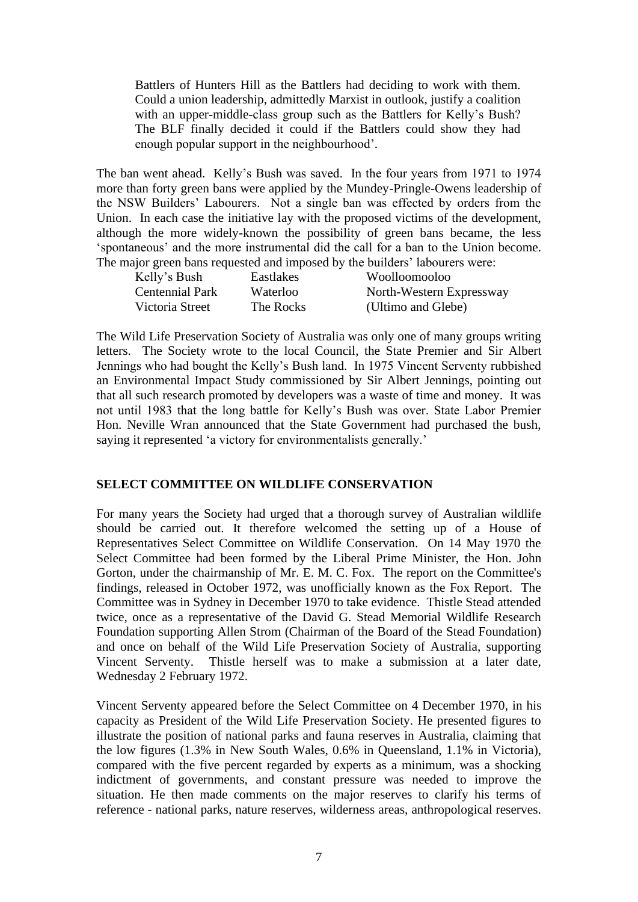> Battlers of Hunters Hill as the Battlers had deciding to work with them. Could a union leadership, admittedly Marxist in outlook, justify a coalition with an upper-middle-class group such as the Battlers for Kelly's Bush? The BLF finally decided it could if the Battlers could show they had enough popular support in the neighbourhood'.

The ban went ahead. Kelly's Bush was saved. In the four years from 1971 to 1974 more than forty green bans were applied by the Mundey-Pringle-Owens leadership of the NSW Builders' Labourers. Not a single ban was effected by orders from the Union. In each case the initiative lay with the proposed victims of the development, although the more widely-known the possibility of green bans became, the less 'spontaneous' and the more instrumental did the call for a ban to the Union become. The major green bans requested and imposed by the builders' labourers were:

| | | |
|---|---|---|
| Kelly's Bush | Eastlakes | Woolloomooloo |
| Centennial Park | Waterloo | North-Western Expressway |
| Victoria Street | The Rocks | (Ultimo and Glebe) |

The Wild Life Preservation Society of Australia was only one of many groups writing letters. The Society wrote to the local Council, the State Premier and Sir Albert Jennings who had bought the Kelly's Bush land. In 1975 Vincent Serventy rubbished an Environmental Impact Study commissioned by Sir Albert Jennings, pointing out that all such research promoted by developers was a waste of time and money. It was not until 1983 that the long battle for Kelly's Bush was over. State Labor Premier Hon. Neville Wran announced that the State Government had purchased the bush, saying it represented 'a victory for environmentalists generally.'

## SELECT COMMITTEE ON WILDLIFE CONSERVATION

For many years the Society had urged that a thorough survey of Australian wildlife should be carried out. It therefore welcomed the setting up of a House of Representatives Select Committee on Wildlife Conservation. On 14 May 1970 the Select Committee had been formed by the Liberal Prime Minister, the Hon. John Gorton, under the chairmanship of Mr. E. M. C. Fox. The report on the Committee's findings, released in October 1972, was unofficially known as the Fox Report. The Committee was in Sydney in December 1970 to take evidence. Thistle Stead attended twice, once as a representative of the David G. Stead Memorial Wildlife Research Foundation supporting Allen Strom (Chairman of the Board of the Stead Foundation) and once on behalf of the Wild Life Preservation Society of Australia, supporting Vincent Serventy. Thistle herself was to make a submission at a later date, Wednesday 2 February 1972.

Vincent Serventy appeared before the Select Committee on 4 December 1970, in his capacity as President of the Wild Life Preservation Society. He presented figures to illustrate the position of national parks and fauna reserves in Australia, claiming that the low figures (1.3% in New South Wales, 0.6% in Queensland, 1.1% in Victoria), compared with the five percent regarded by experts as a minimum, was a shocking indictment of governments, and constant pressure was needed to improve the situation. He then made comments on the major reserves to clarify his terms of reference - national parks, nature reserves, wilderness areas, anthropological reserves.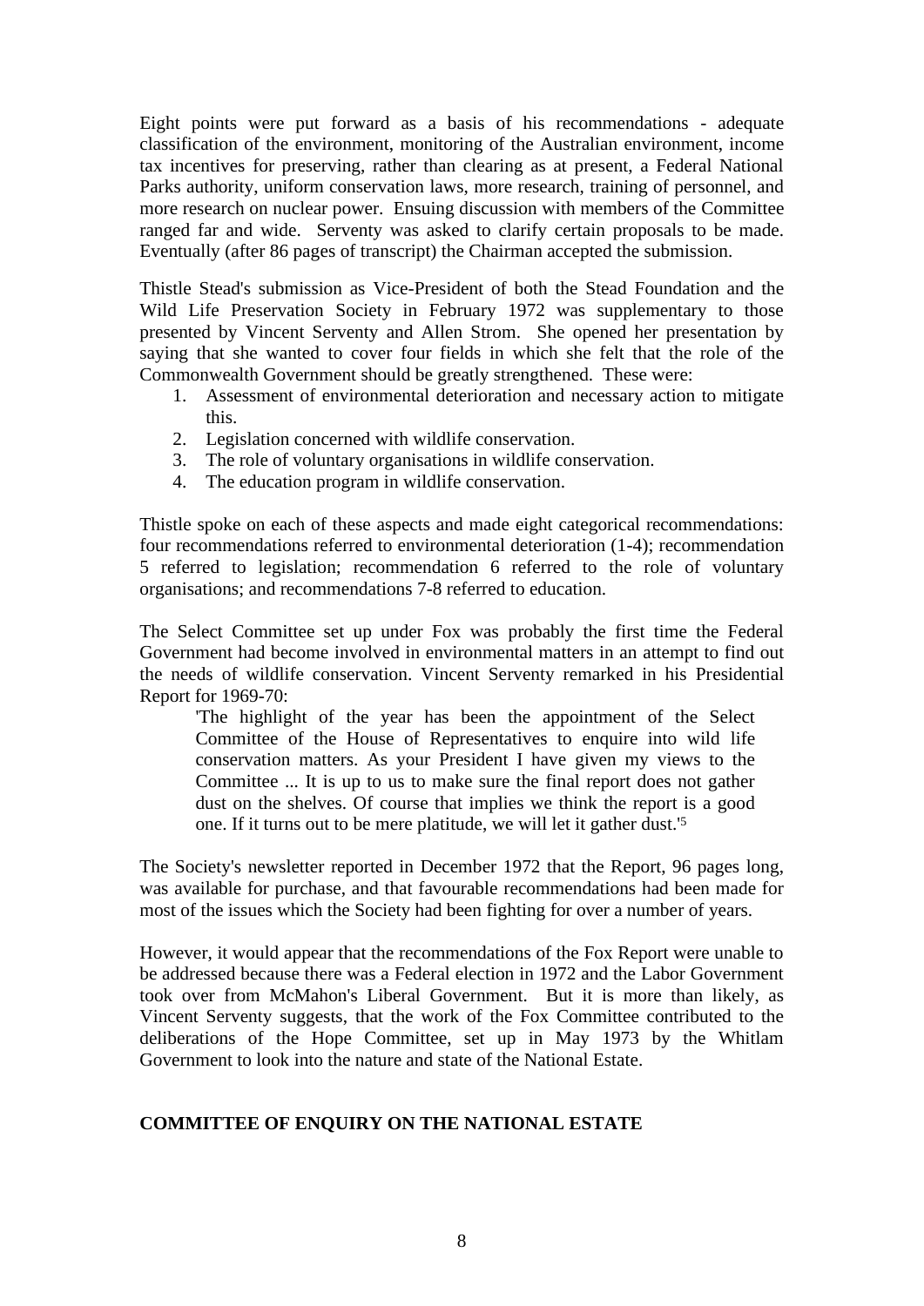Eight points were put forward as a basis of his recommendations - adequate classification of the environment, monitoring of the Australian environment, income tax incentives for preserving, rather than clearing as at present, a Federal National Parks authority, uniform conservation laws, more research, training of personnel, and more research on nuclear power. Ensuing discussion with members of the Committee ranged far and wide. Serventy was asked to clarify certain proposals to be made. Eventually (after 86 pages of transcript) the Chairman accepted the submission.

Thistle Stead's submission as Vice-President of both the Stead Foundation and the Wild Life Preservation Society in February 1972 was supplementary to those presented by Vincent Serventy and Allen Strom. She opened her presentation by saying that she wanted to cover four fields in which she felt that the role of the Commonwealth Government should be greatly strengthened. These were:

1. Assessment of environmental deterioration and necessary action to mitigate this.
2. Legislation concerned with wildlife conservation.
3. The role of voluntary organisations in wildlife conservation.
4. The education program in wildlife conservation.

Thistle spoke on each of these aspects and made eight categorical recommendations: four recommendations referred to environmental deterioration (1-4); recommendation 5 referred to legislation; recommendation 6 referred to the role of voluntary organisations; and recommendations 7-8 referred to education.

The Select Committee set up under Fox was probably the first time the Federal Government had become involved in environmental matters in an attempt to find out the needs of wildlife conservation. Vincent Serventy remarked in his Presidential Report for 1969-70:

> 'The highlight of the year has been the appointment of the Select Committee of the House of Representatives to enquire into wild life conservation matters. As your President I have given my views to the Committee ... It is up to us to make sure the final report does not gather dust on the shelves. Of course that implies we think the report is a good one. If it turns out to be mere platitude, we will let it gather dust.'[5]

The Society's newsletter reported in December 1972 that the Report, 96 pages long, was available for purchase, and that favourable recommendations had been made for most of the issues which the Society had been fighting for over a number of years.

However, it would appear that the recommendations of the Fox Report were unable to be addressed because there was a Federal election in 1972 and the Labor Government took over from McMahon's Liberal Government. But it is more than likely, as Vincent Serventy suggests, that the work of the Fox Committee contributed to the deliberations of the Hope Committee, set up in May 1973 by the Whitlam Government to look into the nature and state of the National Estate.

## COMMITTEE OF ENQUIRY ON THE NATIONAL ESTATE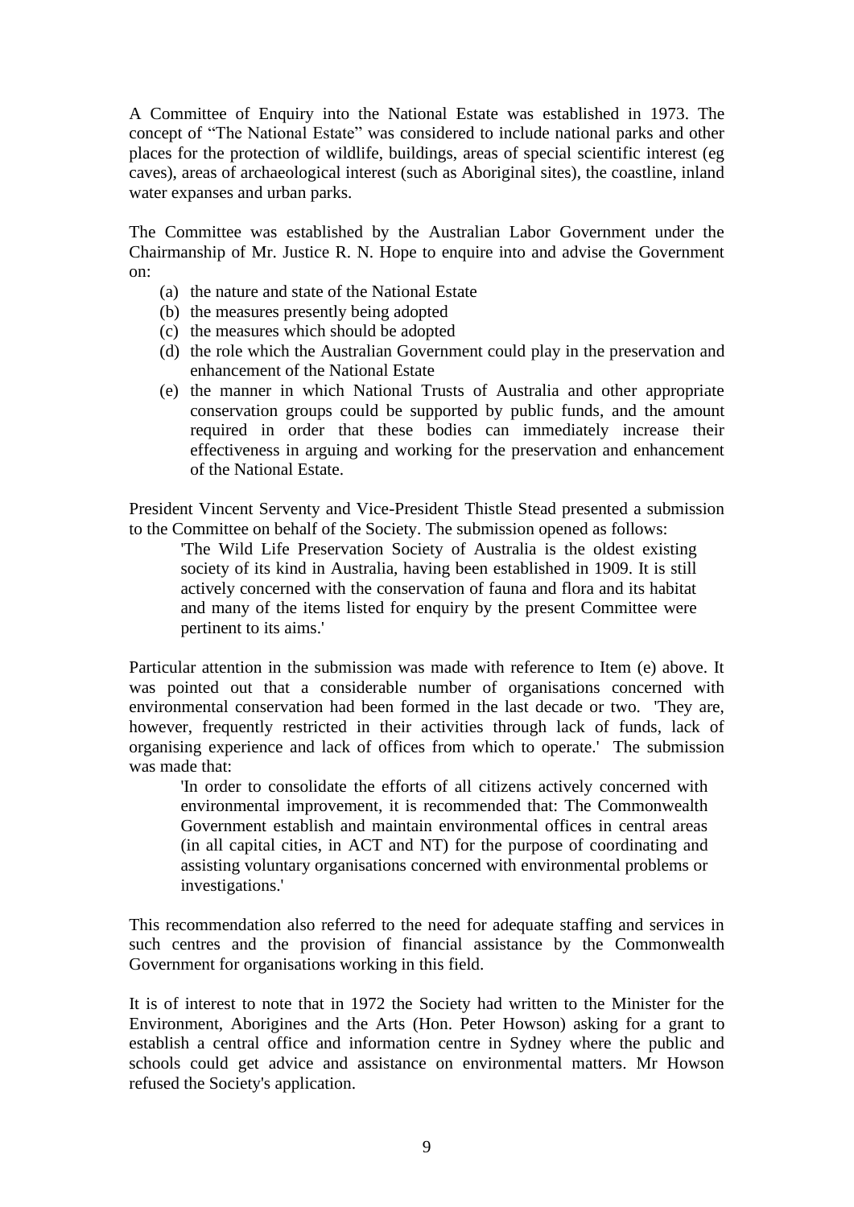A Committee of Enquiry into the National Estate was established in 1973. The concept of "The National Estate" was considered to include national parks and other places for the protection of wildlife, buildings, areas of special scientific interest (eg caves), areas of archaeological interest (such as Aboriginal sites), the coastline, inland water expanses and urban parks.

The Committee was established by the Australian Labor Government under the Chairmanship of Mr. Justice R. N. Hope to enquire into and advise the Government on:

(a) the nature and state of the National Estate
(b) the measures presently being adopted
(c) the measures which should be adopted
(d) the role which the Australian Government could play in the preservation and enhancement of the National Estate
(e) the manner in which National Trusts of Australia and other appropriate conservation groups could be supported by public funds, and the amount required in order that these bodies can immediately increase their effectiveness in arguing and working for the preservation and enhancement of the National Estate.

President Vincent Serventy and Vice-President Thistle Stead presented a submission to the Committee on behalf of the Society. The submission opened as follows:

> 'The Wild Life Preservation Society of Australia is the oldest existing society of its kind in Australia, having been established in 1909. It is still actively concerned with the conservation of fauna and flora and its habitat and many of the items listed for enquiry by the present Committee were pertinent to its aims.'

Particular attention in the submission was made with reference to Item (e) above. It was pointed out that a considerable number of organisations concerned with environmental conservation had been formed in the last decade or two. 'They are, however, frequently restricted in their activities through lack of funds, lack of organising experience and lack of offices from which to operate.' The submission was made that:

> 'In order to consolidate the efforts of all citizens actively concerned with environmental improvement, it is recommended that: The Commonwealth Government establish and maintain environmental offices in central areas (in all capital cities, in ACT and NT) for the purpose of coordinating and assisting voluntary organisations concerned with environmental problems or investigations.'

This recommendation also referred to the need for adequate staffing and services in such centres and the provision of financial assistance by the Commonwealth Government for organisations working in this field.

It is of interest to note that in 1972 the Society had written to the Minister for the Environment, Aborigines and the Arts (Hon. Peter Howson) asking for a grant to establish a central office and information centre in Sydney where the public and schools could get advice and assistance on environmental matters. Mr Howson refused the Society's application.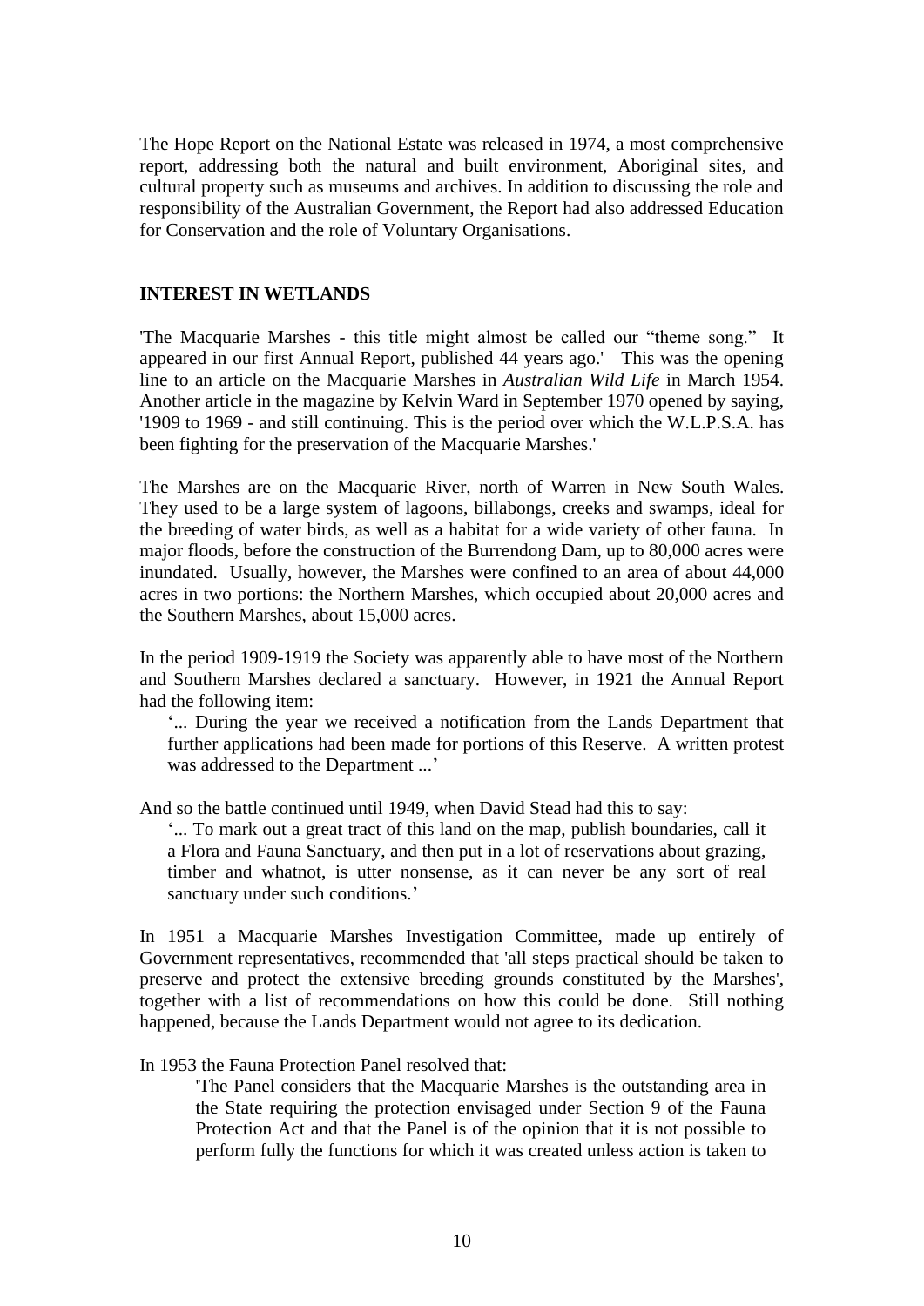The Hope Report on the National Estate was released in 1974, a most comprehensive report, addressing both the natural and built environment, Aboriginal sites, and cultural property such as museums and archives. In addition to discussing the role and responsibility of the Australian Government, the Report had also addressed Education for Conservation and the role of Voluntary Organisations.

## INTEREST IN WETLANDS

'The Macquarie Marshes - this title might almost be called our "theme song." It appeared in our first Annual Report, published 44 years ago.' This was the opening line to an article on the Macquarie Marshes in *Australian Wild Life* in March 1954. Another article in the magazine by Kelvin Ward in September 1970 opened by saying, '1909 to 1969 - and still continuing. This is the period over which the W.L.P.S.A. has been fighting for the preservation of the Macquarie Marshes.'

The Marshes are on the Macquarie River, north of Warren in New South Wales. They used to be a large system of lagoons, billabongs, creeks and swamps, ideal for the breeding of water birds, as well as a habitat for a wide variety of other fauna. In major floods, before the construction of the Burrendong Dam, up to 80,000 acres were inundated. Usually, however, the Marshes were confined to an area of about 44,000 acres in two portions: the Northern Marshes, which occupied about 20,000 acres and the Southern Marshes, about 15,000 acres.

In the period 1909-1919 the Society was apparently able to have most of the Northern and Southern Marshes declared a sanctuary. However, in 1921 the Annual Report had the following item:

> '... During the year we received a notification from the Lands Department that further applications had been made for portions of this Reserve. A written protest was addressed to the Department ...'

And so the battle continued until 1949, when David Stead had this to say:

> '... To mark out a great tract of this land on the map, publish boundaries, call it a Flora and Fauna Sanctuary, and then put in a lot of reservations about grazing, timber and whatnot, is utter nonsense, as it can never be any sort of real sanctuary under such conditions.'

In 1951 a Macquarie Marshes Investigation Committee, made up entirely of Government representatives, recommended that 'all steps practical should be taken to preserve and protect the extensive breeding grounds constituted by the Marshes', together with a list of recommendations on how this could be done. Still nothing happened, because the Lands Department would not agree to its dedication.

In 1953 the Fauna Protection Panel resolved that:

> 'The Panel considers that the Macquarie Marshes is the outstanding area in the State requiring the protection envisaged under Section 9 of the Fauna Protection Act and that the Panel is of the opinion that it is not possible to perform fully the functions for which it was created unless action is taken to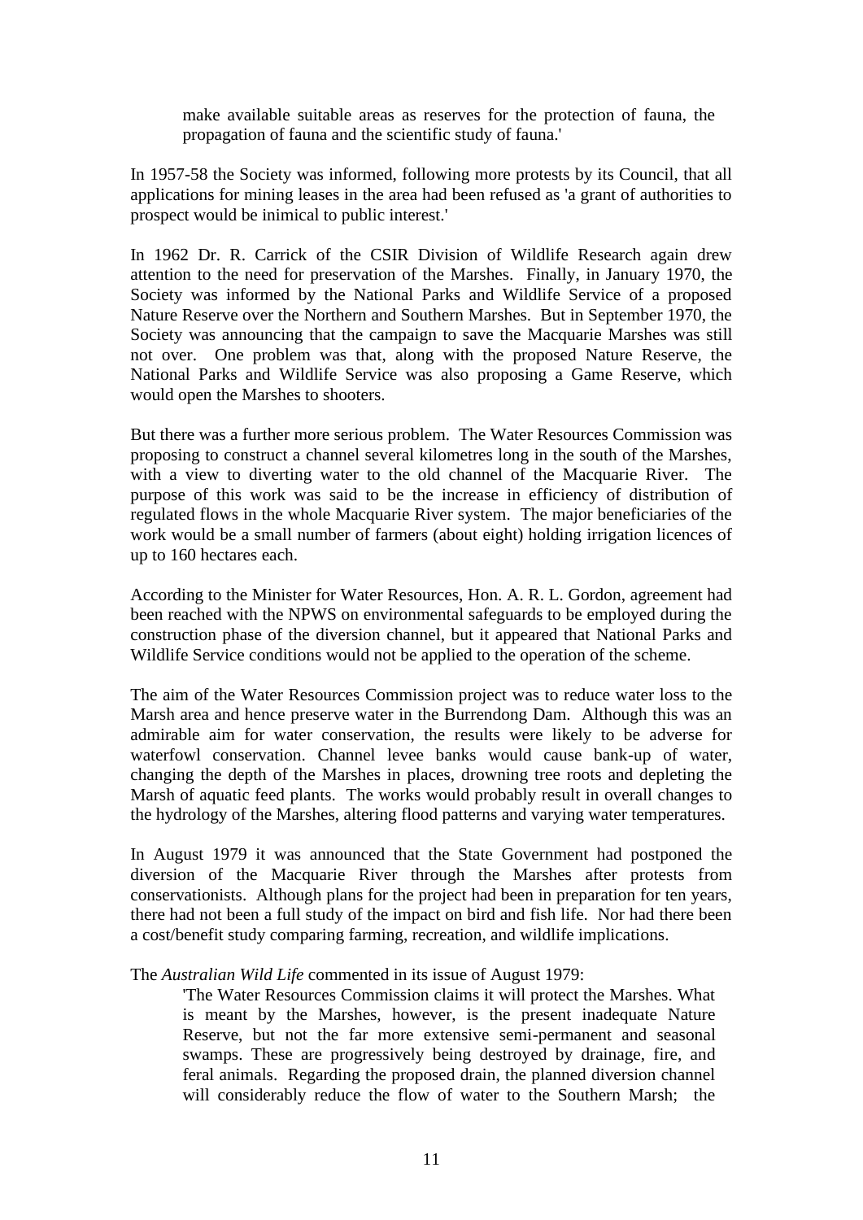> make available suitable areas as reserves for the protection of fauna, the propagation of fauna and the scientific study of fauna.'

In 1957-58 the Society was informed, following more protests by its Council, that all applications for mining leases in the area had been refused as 'a grant of authorities to prospect would be inimical to public interest.'

In 1962 Dr. R. Carrick of the CSIR Division of Wildlife Research again drew attention to the need for preservation of the Marshes. Finally, in January 1970, the Society was informed by the National Parks and Wildlife Service of a proposed Nature Reserve over the Northern and Southern Marshes. But in September 1970, the Society was announcing that the campaign to save the Macquarie Marshes was still not over. One problem was that, along with the proposed Nature Reserve, the National Parks and Wildlife Service was also proposing a Game Reserve, which would open the Marshes to shooters.

But there was a further more serious problem. The Water Resources Commission was proposing to construct a channel several kilometres long in the south of the Marshes, with a view to diverting water to the old channel of the Macquarie River. The purpose of this work was said to be the increase in efficiency of distribution of regulated flows in the whole Macquarie River system. The major beneficiaries of the work would be a small number of farmers (about eight) holding irrigation licences of up to 160 hectares each.

According to the Minister for Water Resources, Hon. A. R. L. Gordon, agreement had been reached with the NPWS on environmental safeguards to be employed during the construction phase of the diversion channel, but it appeared that National Parks and Wildlife Service conditions would not be applied to the operation of the scheme.

The aim of the Water Resources Commission project was to reduce water loss to the Marsh area and hence preserve water in the Burrendong Dam. Although this was an admirable aim for water conservation, the results were likely to be adverse for waterfowl conservation. Channel levee banks would cause bank-up of water, changing the depth of the Marshes in places, drowning tree roots and depleting the Marsh of aquatic feed plants. The works would probably result in overall changes to the hydrology of the Marshes, altering flood patterns and varying water temperatures.

In August 1979 it was announced that the State Government had postponed the diversion of the Macquarie River through the Marshes after protests from conservationists. Although plans for the project had been in preparation for ten years, there had not been a full study of the impact on bird and fish life. Nor had there been a cost/benefit study comparing farming, recreation, and wildlife implications.

The *Australian Wild Life* commented in its issue of August 1979:

> 'The Water Resources Commission claims it will protect the Marshes. What is meant by the Marshes, however, is the present inadequate Nature Reserve, but not the far more extensive semi-permanent and seasonal swamps. These are progressively being destroyed by drainage, fire, and feral animals. Regarding the proposed drain, the planned diversion channel will considerably reduce the flow of water to the Southern Marsh; the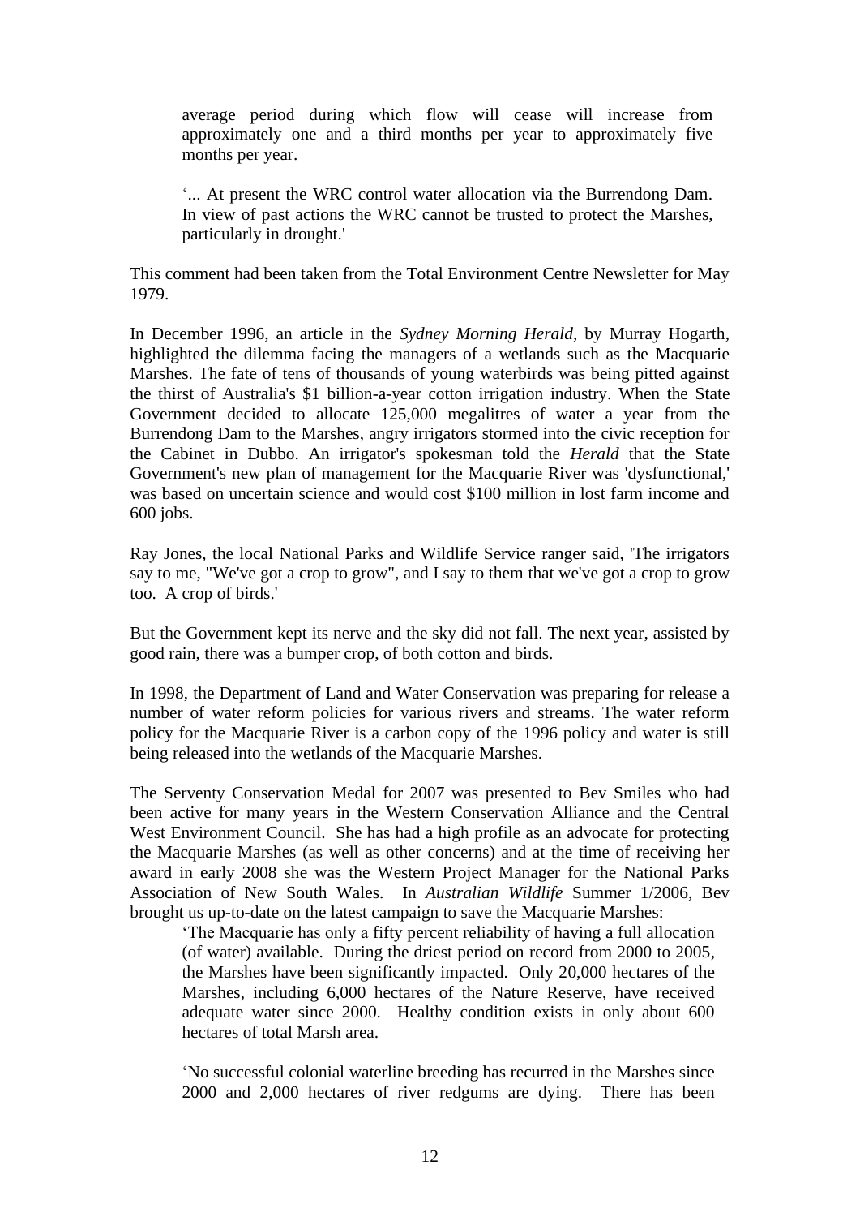> average period during which flow will cease will increase from approximately one and a third months per year to approximately five months per year.
>
> '... At present the WRC control water allocation via the Burrendong Dam. In view of past actions the WRC cannot be trusted to protect the Marshes, particularly in drought.'

This comment had been taken from the Total Environment Centre Newsletter for May 1979.

In December 1996, an article in the *Sydney Morning Herald*, by Murray Hogarth, highlighted the dilemma facing the managers of a wetlands such as the Macquarie Marshes. The fate of tens of thousands of young waterbirds was being pitted against the thirst of Australia's $1 billion-a-year cotton irrigation industry. When the State Government decided to allocate 125,000 megalitres of water a year from the Burrendong Dam to the Marshes, angry irrigators stormed into the civic reception for the Cabinet in Dubbo. An irrigator's spokesman told the *Herald* that the State Government's new plan of management for the Macquarie River was 'dysfunctional,' was based on uncertain science and would cost $100 million in lost farm income and 600 jobs.

Ray Jones, the local National Parks and Wildlife Service ranger said, 'The irrigators say to me, "We've got a crop to grow", and I say to them that we've got a crop to grow too. A crop of birds.'

But the Government kept its nerve and the sky did not fall. The next year, assisted by good rain, there was a bumper crop, of both cotton and birds.

In 1998, the Department of Land and Water Conservation was preparing for release a number of water reform policies for various rivers and streams. The water reform policy for the Macquarie River is a carbon copy of the 1996 policy and water is still being released into the wetlands of the Macquarie Marshes.

The Serventy Conservation Medal for 2007 was presented to Bev Smiles who had been active for many years in the Western Conservation Alliance and the Central West Environment Council. She has had a high profile as an advocate for protecting the Macquarie Marshes (as well as other concerns) and at the time of receiving her award in early 2008 she was the Western Project Manager for the National Parks Association of New South Wales. In *Australian Wildlife* Summer 1/2006, Bev brought us up-to-date on the latest campaign to save the Macquarie Marshes:

> 'The Macquarie has only a fifty percent reliability of having a full allocation (of water) available. During the driest period on record from 2000 to 2005, the Marshes have been significantly impacted. Only 20,000 hectares of the Marshes, including 6,000 hectares of the Nature Reserve, have received adequate water since 2000. Healthy condition exists in only about 600 hectares of total Marsh area.
>
> 'No successful colonial waterline breeding has recurred in the Marshes since 2000 and 2,000 hectares of river redgums are dying. There has been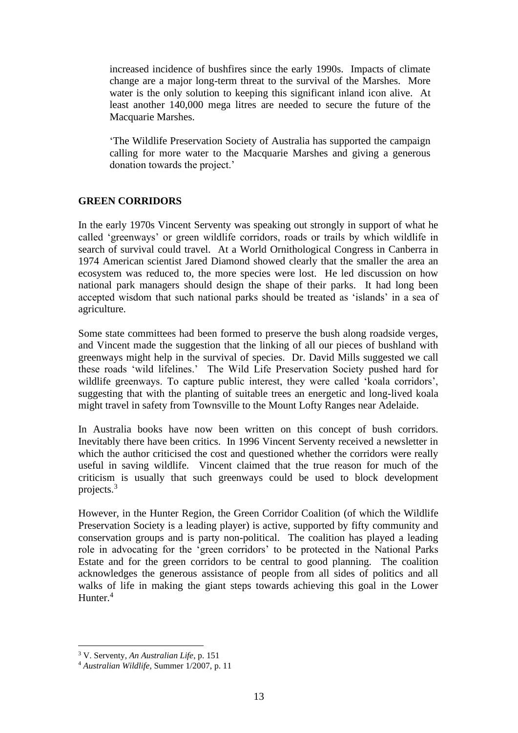increased incidence of bushfires since the early 1990s. Impacts of climate change are a major long-term threat to the survival of the Marshes. More water is the only solution to keeping this significant inland icon alive. At least another 140,000 mega litres are needed to secure the future of the Macquarie Marshes.

'The Wildlife Preservation Society of Australia has supported the campaign calling for more water to the Macquarie Marshes and giving a generous donation towards the project.'

## GREEN CORRIDORS

In the early 1970s Vincent Serventy was speaking out strongly in support of what he called 'greenways' or green wildlife corridors, roads or trails by which wildlife in search of survival could travel. At a World Ornithological Congress in Canberra in 1974 American scientist Jared Diamond showed clearly that the smaller the area an ecosystem was reduced to, the more species were lost. He led discussion on how national park managers should design the shape of their parks. It had long been accepted wisdom that such national parks should be treated as 'islands' in a sea of agriculture.

Some state committees had been formed to preserve the bush along roadside verges, and Vincent made the suggestion that the linking of all our pieces of bushland with greenways might help in the survival of species. Dr. David Mills suggested we call these roads 'wild lifelines.' The Wild Life Preservation Society pushed hard for wildlife greenways. To capture public interest, they were called 'koala corridors', suggesting that with the planting of suitable trees an energetic and long-lived koala might travel in safety from Townsville to the Mount Lofty Ranges near Adelaide.

In Australia books have now been written on this concept of bush corridors. Inevitably there have been critics. In 1996 Vincent Serventy received a newsletter in which the author criticised the cost and questioned whether the corridors were really useful in saving wildlife. Vincent claimed that the true reason for much of the criticism is usually that such greenways could be used to block development projects.[3]

However, in the Hunter Region, the Green Corridor Coalition (of which the Wildlife Preservation Society is a leading player) is active, supported by fifty community and conservation groups and is party non-political. The coalition has played a leading role in advocating for the 'green corridors' to be protected in the National Parks Estate and for the green corridors to be central to good planning. The coalition acknowledges the generous assistance of people from all sides of politics and all walks of life in making the giant steps towards achieving this goal in the Lower Hunter.[4]

---

[3] V. Serventy, *An Australian Life*, p. 151

[4] *Australian Wildlife*, Summer 1/2007, p. 11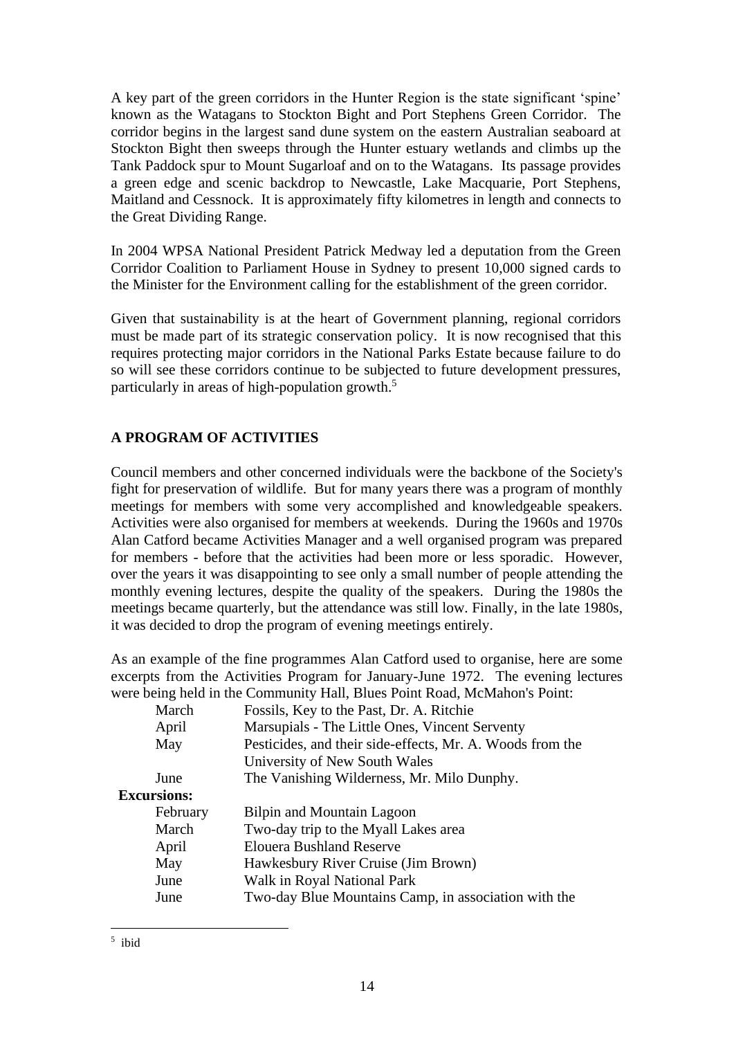A key part of the green corridors in the Hunter Region is the state significant 'spine' known as the Watagans to Stockton Bight and Port Stephens Green Corridor. The corridor begins in the largest sand dune system on the eastern Australian seaboard at Stockton Bight then sweeps through the Hunter estuary wetlands and climbs up the Tank Paddock spur to Mount Sugarloaf and on to the Watagans. Its passage provides a green edge and scenic backdrop to Newcastle, Lake Macquarie, Port Stephens, Maitland and Cessnock. It is approximately fifty kilometres in length and connects to the Great Dividing Range.

In 2004 WPSA National President Patrick Medway led a deputation from the Green Corridor Coalition to Parliament House in Sydney to present 10,000 signed cards to the Minister for the Environment calling for the establishment of the green corridor.

Given that sustainability is at the heart of Government planning, regional corridors must be made part of its strategic conservation policy. It is now recognised that this requires protecting major corridors in the National Parks Estate because failure to do so will see these corridors continue to be subjected to future development pressures, particularly in areas of high-population growth.[5]

## A PROGRAM OF ACTIVITIES

Council members and other concerned individuals were the backbone of the Society's fight for preservation of wildlife. But for many years there was a program of monthly meetings for members with some very accomplished and knowledgeable speakers. Activities were also organised for members at weekends. During the 1960s and 1970s Alan Catford became Activities Manager and a well organised program was prepared for members - before that the activities had been more or less sporadic. However, over the years it was disappointing to see only a small number of people attending the monthly evening lectures, despite the quality of the speakers. During the 1980s the meetings became quarterly, but the attendance was still low. Finally, in the late 1980s, it was decided to drop the program of evening meetings entirely.

As an example of the fine programmes Alan Catford used to organise, here are some excerpts from the Activities Program for January-June 1972. The evening lectures were being held in the Community Hall, Blues Point Road, McMahon's Point:

| | |
|---|---|
| March | Fossils, Key to the Past, Dr. A. Ritchie |
| April | Marsupials - The Little Ones, Vincent Serventy |
| May | Pesticides, and their side-effects, Mr. A. Woods from the University of New South Wales |
| June | The Vanishing Wilderness, Mr. Milo Dunphy. |

**Excursions:**

| | |
|---|---|
| February | Bilpin and Mountain Lagoon |
| March | Two-day trip to the Myall Lakes area |
| April | Elouera Bushland Reserve |
| May | Hawkesbury River Cruise (Jim Brown) |
| June | Walk in Royal National Park |
| June | Two-day Blue Mountains Camp, in association with the |

[5] ibid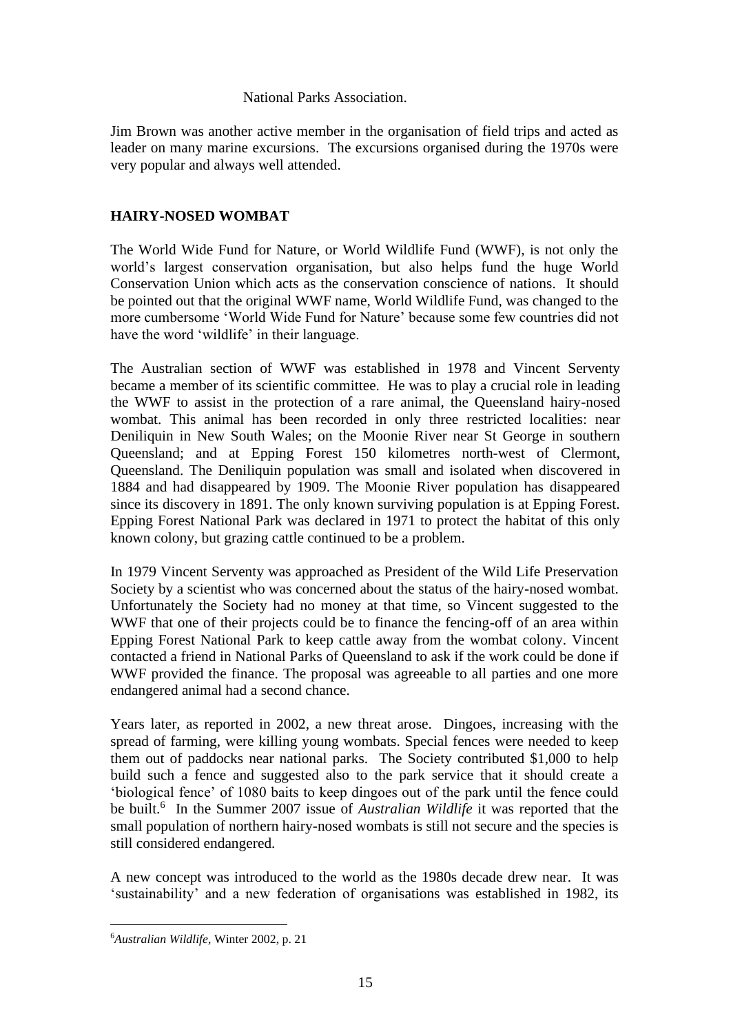National Parks Association.

Jim Brown was another active member in the organisation of field trips and acted as leader on many marine excursions. The excursions organised during the 1970s were very popular and always well attended.

## HAIRY-NOSED WOMBAT

The World Wide Fund for Nature, or World Wildlife Fund (WWF), is not only the world's largest conservation organisation, but also helps fund the huge World Conservation Union which acts as the conservation conscience of nations. It should be pointed out that the original WWF name, World Wildlife Fund, was changed to the more cumbersome 'World Wide Fund for Nature' because some few countries did not have the word 'wildlife' in their language.

The Australian section of WWF was established in 1978 and Vincent Serventy became a member of its scientific committee. He was to play a crucial role in leading the WWF to assist in the protection of a rare animal, the Queensland hairy-nosed wombat. This animal has been recorded in only three restricted localities: near Deniliquin in New South Wales; on the Moonie River near St George in southern Queensland; and at Epping Forest 150 kilometres north-west of Clermont, Queensland. The Deniliquin population was small and isolated when discovered in 1884 and had disappeared by 1909. The Moonie River population has disappeared since its discovery in 1891. The only known surviving population is at Epping Forest. Epping Forest National Park was declared in 1971 to protect the habitat of this only known colony, but grazing cattle continued to be a problem.

In 1979 Vincent Serventy was approached as President of the Wild Life Preservation Society by a scientist who was concerned about the status of the hairy-nosed wombat. Unfortunately the Society had no money at that time, so Vincent suggested to the WWF that one of their projects could be to finance the fencing-off of an area within Epping Forest National Park to keep cattle away from the wombat colony. Vincent contacted a friend in National Parks of Queensland to ask if the work could be done if WWF provided the finance. The proposal was agreeable to all parties and one more endangered animal had a second chance.

Years later, as reported in 2002, a new threat arose. Dingoes, increasing with the spread of farming, were killing young wombats. Special fences were needed to keep them out of paddocks near national parks. The Society contributed $1,000 to help build such a fence and suggested also to the park service that it should create a 'biological fence' of 1080 baits to keep dingoes out of the park until the fence could be built.[6] In the Summer 2007 issue of *Australian Wildlife* it was reported that the small population of northern hairy-nosed wombats is still not secure and the species is still considered endangered.

A new concept was introduced to the world as the 1980s decade drew near. It was 'sustainability' and a new federation of organisations was established in 1982, its

---

[6] *Australian Wildlife*, Winter 2002, p. 21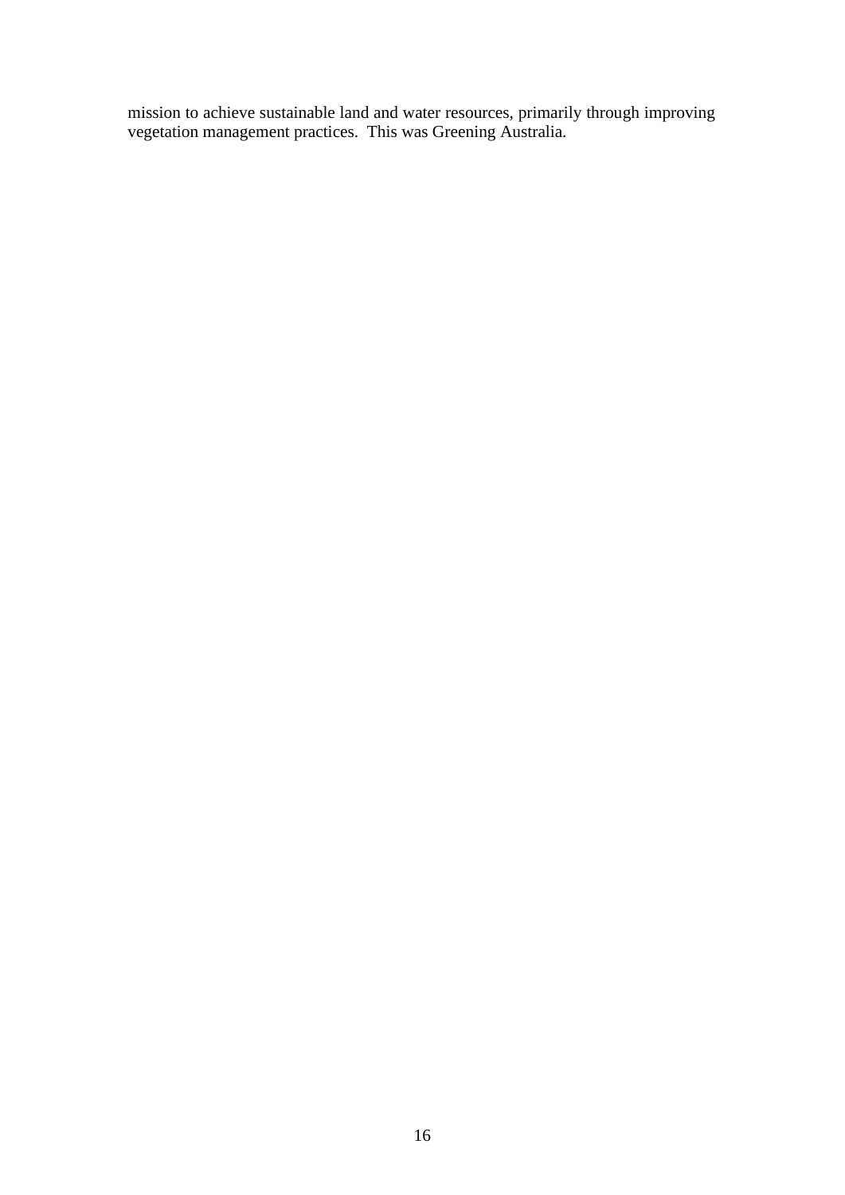mission to achieve sustainable land and water resources, primarily through improving vegetation management practices. This was Greening Australia.